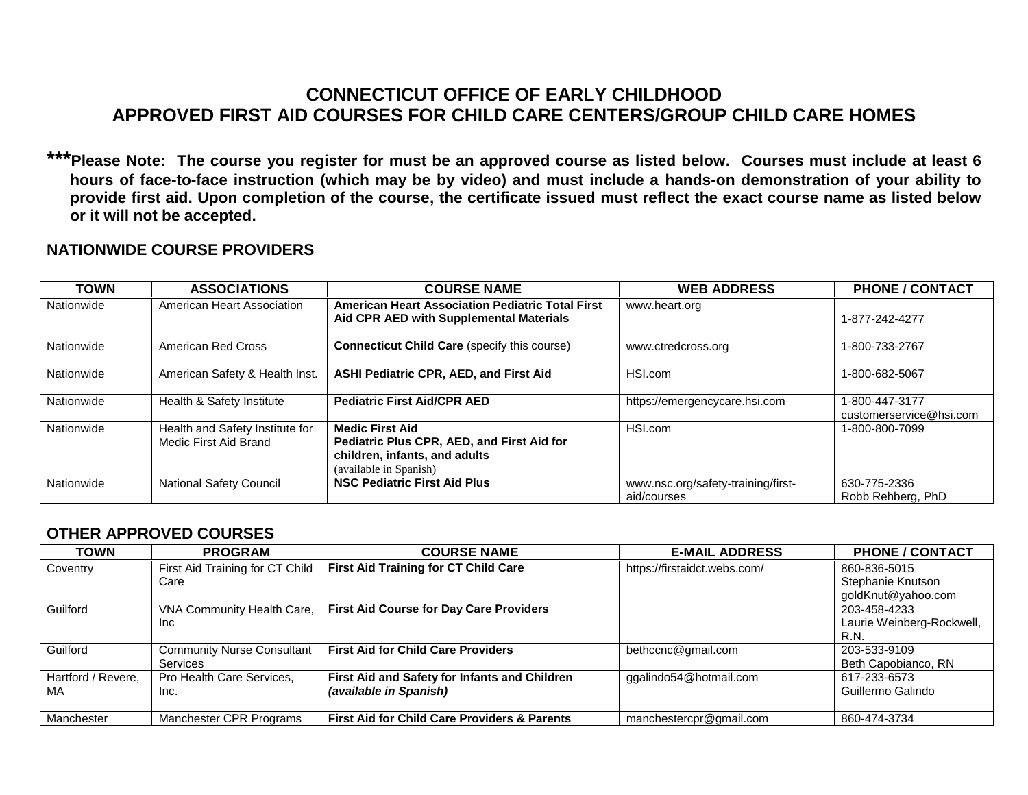# CONNECTICUT OFFICE OF EARLY CHILDHOOD
# APPROVED FIRST AID COURSES FOR CHILD CARE CENTERS/GROUP CHILD CARE HOMES

**\*\*\*Please Note: The course you register for must be an approved course as listed below. Courses must include at least 6 hours of face-to-face instruction (which may be by video) and must include a hands-on demonstration of your ability to provide first aid. Upon completion of the course, the certificate issued must reflect the exact course name as listed below or it will not be accepted.**

## NATIONWIDE COURSE PROVIDERS

| TOWN | ASSOCIATIONS | COURSE NAME | WEB ADDRESS | PHONE / CONTACT |
|---|---|---|---|---|
| Nationwide | American Heart Association | **American Heart Association Pediatric Total First Aid CPR AED with Supplemental Materials** | www.heart.org | 1-877-242-4277 |
| Nationwide | American Red Cross | **Connecticut Child Care** (specify this course) | www.ctredcross.org | 1-800-733-2767 |
| Nationwide | American Safety & Health Inst. | **ASHI Pediatric CPR, AED, and First Aid** | HSI.com | 1-800-682-5067 |
| Nationwide | Health & Safety Institute | **Pediatric First Aid/CPR AED** | https://emergencycare.hsi.com | 1-800-447-3177<br>customerservice@hsi.com |
| Nationwide | Health and Safety Institute for Medic First Aid Brand | **Medic First Aid**<br>**Pediatric Plus CPR, AED, and First Aid for children, infants, and adults**<br>(available in Spanish) | HSI.com | 1-800-800-7099 |
| Nationwide | National Safety Council | **NSC Pediatric First Aid Plus** | www.nsc.org/safety-training/first-aid/courses | 630-775-2336<br>Robb Rehberg, PhD |

## OTHER APPROVED COURSES

| TOWN | PROGRAM | COURSE NAME | E-MAIL ADDRESS | PHONE / CONTACT |
|---|---|---|---|---|
| Coventry | First Aid Training for CT Child Care | **First Aid Training for CT Child Care** | https://firstaidct.webs.com/ | 860-836-5015<br>Stephanie Knutson<br>goldKnut@yahoo.com |
| Guilford | VNA Community Health Care, Inc | **First Aid Course for Day Care Providers** | | 203-458-4233<br>Laurie Weinberg-Rockwell, R.N. |
| Guilford | Community Nurse Consultant Services | **First Aid for Child Care Providers** | bethccnc@gmail.com | 203-533-9109<br>Beth Capobianco, RN |
| Hartford / Revere, MA | Pro Health Care Services, Inc. | **First Aid and Safety for Infants and Children *(available in Spanish)*** | ggalindo54@hotmail.com | 617-233-6573<br>Guillermo Galindo |
| Manchester | Manchester CPR Programs | **First Aid for Child Care Providers & Parents** | manchestercpr@gmail.com | 860-474-3734 |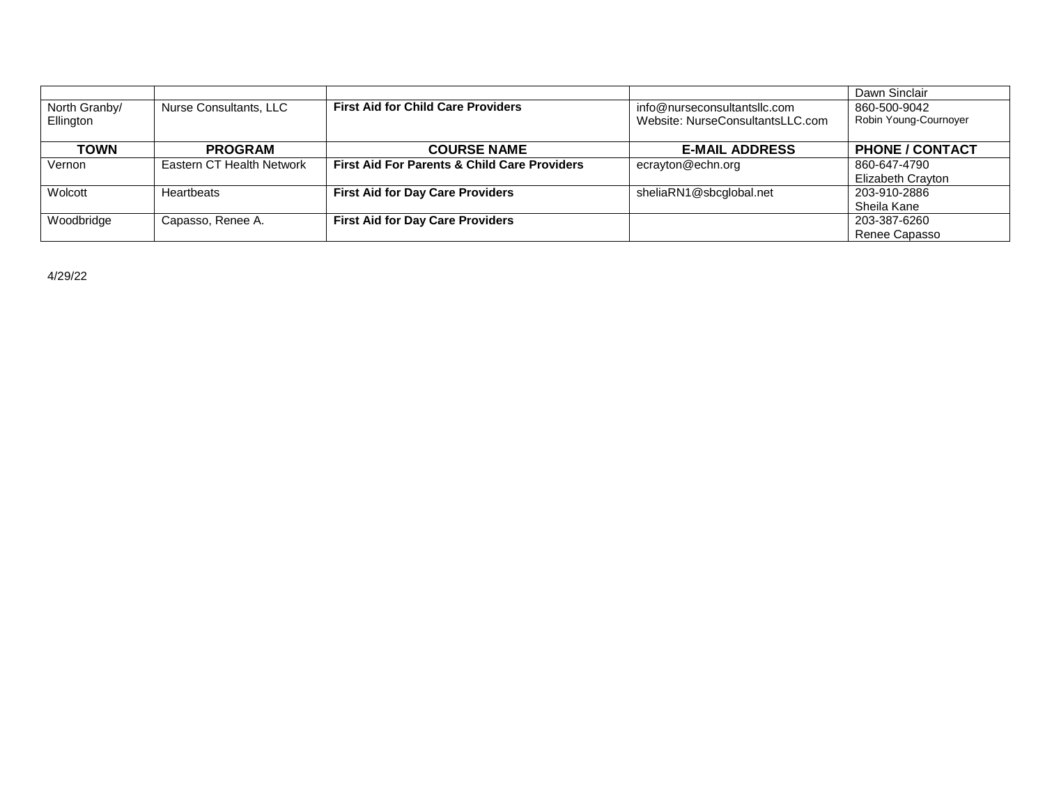| | | | | |
|---|---|---|---|---|
| | | | | Dawn Sinclair |
| North Granby/ Ellington | Nurse Consultants, LLC | **First Aid for Child Care Providers** | info@nurseconsultantsllc.com Website: NurseConsultantsLLC.com | 860-500-9042 Robin Young-Cournoyer |
| **TOWN** | **PROGRAM** | **COURSE NAME** | **E-MAIL ADDRESS** | **PHONE / CONTACT** |
| Vernon | Eastern CT Health Network | **First Aid For Parents & Child Care Providers** | ecrayton@echn.org | 860-647-4790 Elizabeth Crayton |
| Wolcott | Heartbeats | **First Aid for Day Care Providers** | sheliaRN1@sbcglobal.net | 203-910-2886 Sheila Kane |
| Woodbridge | Capasso, Renee A. | **First Aid for Day Care Providers** | | 203-387-6260 Renee Capasso |

4/29/22